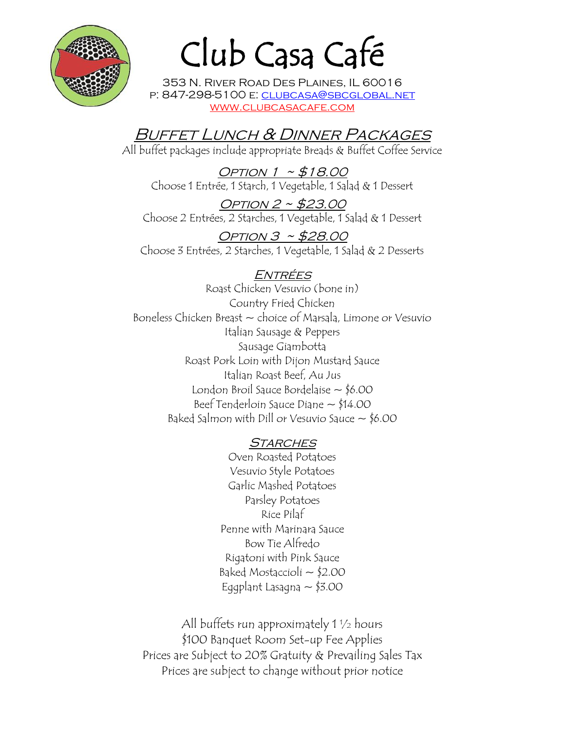# Club Casa Café

353 N. River Road Des Plaines, IL 60016
P: 847-298-5100 E: clubcasa@sbcglobal.net
www.clubcasacafe.com

## Buffet Lunch & Dinner Packages

All buffet packages include appropriate Breads & Buffet Coffee Service

### Option 1 ~ $18.00

Choose 1 Entrée, 1 Starch, 1 Vegetable, 1 Salad & 1 Dessert

### Option 2 ~ $23.00

Choose 2 Entrées, 2 Starches, 1 Vegetable, 1 Salad & 1 Dessert

### Option 3 ~ $28.00

Choose 3 Entrées, 2 Starches, 1 Vegetable, 1 Salad & 2 Desserts

### Entrées

Roast Chicken Vesuvio (bone in)
Country Fried Chicken
Boneless Chicken Breast ~ choice of Marsala, Limone or Vesuvio
Italian Sausage & Peppers
Sausage Giambotta
Roast Pork Loin with Dijon Mustard Sauce
Italian Roast Beef, Au Jus
London Broil Sauce Bordelaise ~ $6.00
Beef Tenderloin Sauce Diane ~ $14.00
Baked Salmon with Dill or Vesuvio Sauce ~ $6.00

### Starches

Oven Roasted Potatoes
Vesuvio Style Potatoes
Garlic Mashed Potatoes
Parsley Potatoes
Rice Pilaf
Penne with Marinara Sauce
Bow Tie Alfredo
Rigatoni with Pink Sauce
Baked Mostaccioli ~ $2.00
Eggplant Lasagna ~ $3.00

All buffets run approximately 1 ½ hours
$100 Banquet Room Set-up Fee Applies
Prices are Subject to 20% Gratuity & Prevailing Sales Tax
Prices are subject to change without prior notice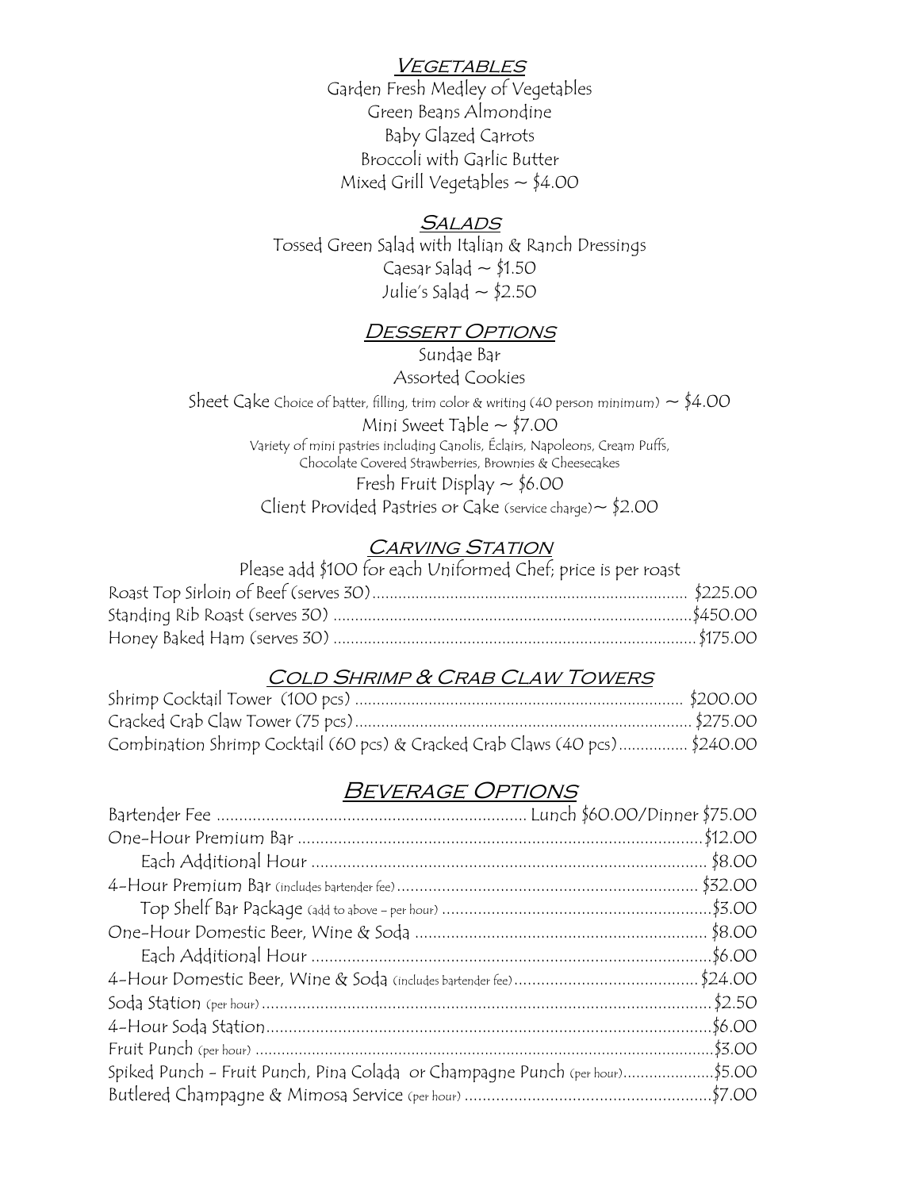## Vegetables

Garden Fresh Medley of Vegetables
Green Beans Almondine
Baby Glazed Carrots
Broccoli with Garlic Butter
Mixed Grill Vegetables ~ $4.00

## Salads

Tossed Green Salad with Italian & Ranch Dressings
Caesar Salad ~ $1.50
Julie's Salad ~ $2.50

## Dessert Options

Sundae Bar
Assorted Cookies
Sheet Cake Choice of batter, filling, trim color & writing (40 person minimum) ~ $4.00
Mini Sweet Table ~ $7.00
Variety of mini pastries including Canolis, Éclairs, Napoleons, Cream Puffs, Chocolate Covered Strawberries, Brownies & Cheesecakes
Fresh Fruit Display ~ $6.00
Client Provided Pastries or Cake (service charge) ~ $2.00

## Carving Station

Please add $100 for each Uniformed Chef; price is per roast

| | |
|---|---|
| Roast Top Sirloin of Beef (serves 30) | $225.00 |
| Standing Rib Roast (serves 30) | $450.00 |
| Honey Baked Ham (serves 30) | $175.00 |

## Cold Shrimp & Crab Claw Towers

| | |
|---|---|
| Shrimp Cocktail Tower (100 pcs) | $200.00 |
| Cracked Crab Claw Tower (75 pcs) | $275.00 |
| Combination Shrimp Cocktail (60 pcs) & Cracked Crab Claws (40 pcs) | $240.00 |

## Beverage Options

| | |
|---|---|
| Bartender Fee | Lunch $60.00/Dinner $75.00 |
| One-Hour Premium Bar | $12.00 |
| Each Additional Hour | $8.00 |
| 4-Hour Premium Bar (includes bartender fee) | $32.00 |
| Top Shelf Bar Package (add to above – per hour) | $3.00 |
| One-Hour Domestic Beer, Wine & Soda | $8.00 |
| Each Additional Hour | $6.00 |
| 4-Hour Domestic Beer, Wine & Soda (includes bartender fee) | $24.00 |
| Soda Station (per hour) | $2.50 |
| 4-Hour Soda Station | $6.00 |
| Fruit Punch (per hour) | $3.00 |
| Spiked Punch - Fruit Punch, Pina Colada or Champagne Punch (per hour) | $5.00 |
| Butlered Champagne & Mimosa Service (per hour) | $7.00 |